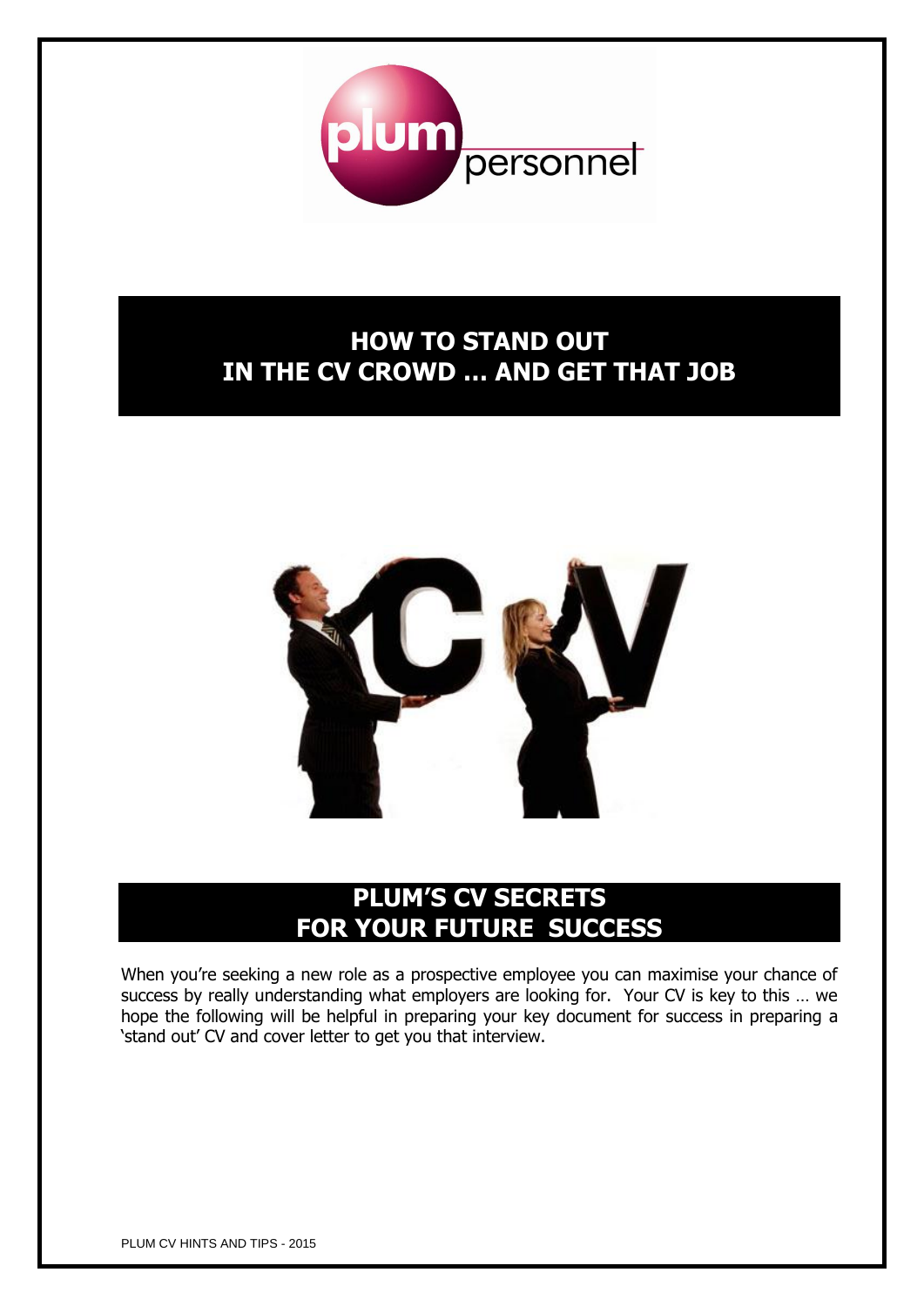# HOW TO STAND OUT IN THE CV CROWD … AND GET THAT JOB

## PLUM'S CV SECRETS FOR YOUR FUTURE SUCCESS

When you're seeking a new role as a prospective employee you can maximise your chance of success by really understanding what employers are looking for. Your CV is key to this … we hope the following will be helpful in preparing your key document for success in preparing a 'stand out' CV and cover letter to get you that interview.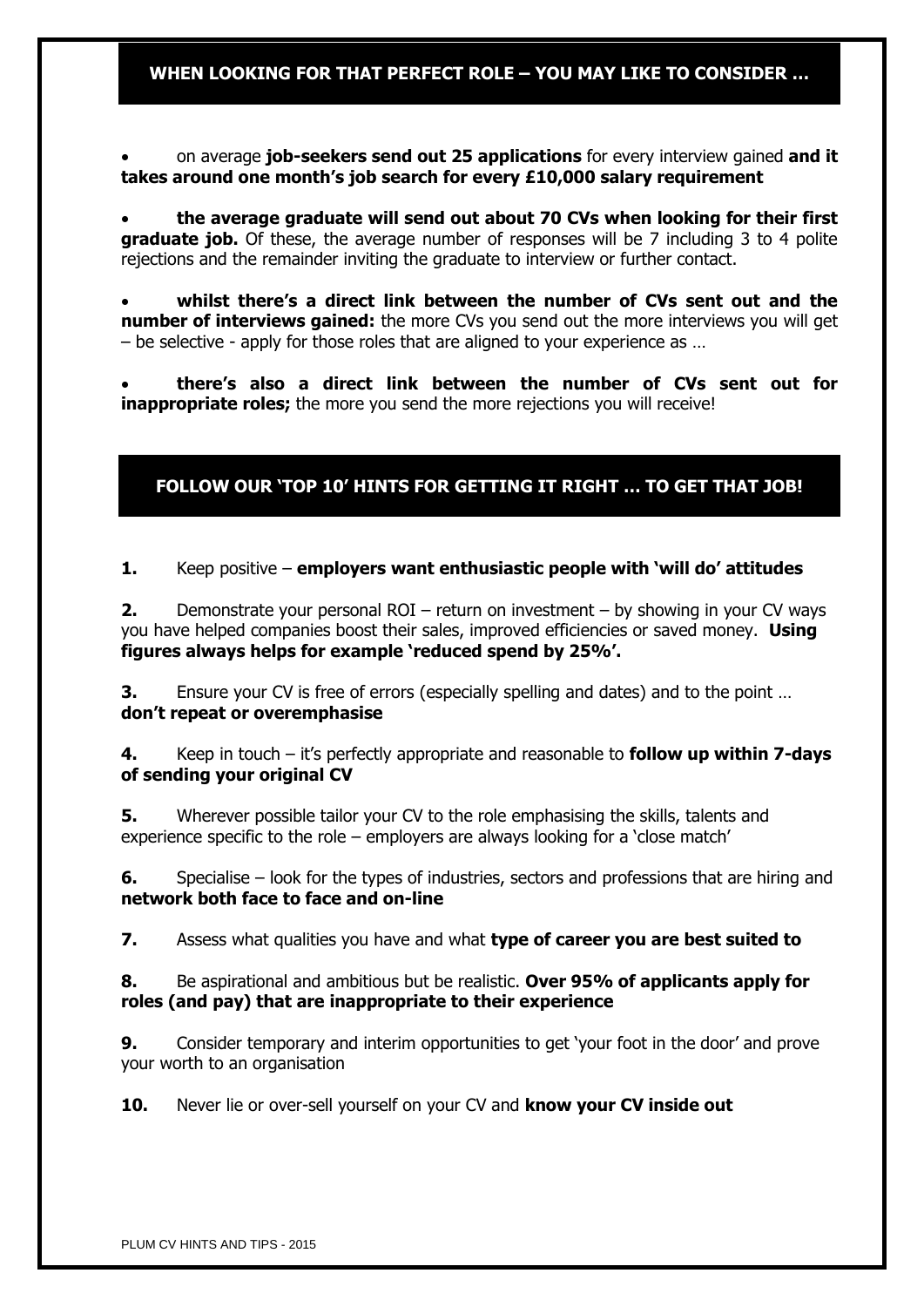## WHEN LOOKING FOR THAT PERFECT ROLE – YOU MAY LIKE TO CONSIDER …

- on average **job-seekers send out 25 applications** for every interview gained **and it takes around one month's job search for every £10,000 salary requirement**

- **the average graduate will send out about 70 CVs when looking for their first graduate job.** Of these, the average number of responses will be 7 including 3 to 4 polite rejections and the remainder inviting the graduate to interview or further contact.

- **whilst there's a direct link between the number of CVs sent out and the number of interviews gained:** the more CVs you send out the more interviews you will get – be selective - apply for those roles that are aligned to your experience as …

- **there's also a direct link between the number of CVs sent out for inappropriate roles;** the more you send the more rejections you will receive!

## FOLLOW OUR 'TOP 10' HINTS FOR GETTING IT RIGHT … TO GET THAT JOB!

**1.** Keep positive – **employers want enthusiastic people with 'will do' attitudes**

**2.** Demonstrate your personal ROI – return on investment – by showing in your CV ways you have helped companies boost their sales, improved efficiencies or saved money. **Using figures always helps for example 'reduced spend by 25%'.**

**3.** Ensure your CV is free of errors (especially spelling and dates) and to the point … **don't repeat or overemphasise**

**4.** Keep in touch – it's perfectly appropriate and reasonable to **follow up within 7-days of sending your original CV**

**5.** Wherever possible tailor your CV to the role emphasising the skills, talents and experience specific to the role – employers are always looking for a 'close match'

**6.** Specialise – look for the types of industries, sectors and professions that are hiring and **network both face to face and on-line**

**7.** Assess what qualities you have and what **type of career you are best suited to**

**8.** Be aspirational and ambitious but be realistic. **Over 95% of applicants apply for roles (and pay) that are inappropriate to their experience**

**9.** Consider temporary and interim opportunities to get 'your foot in the door' and prove your worth to an organisation

**10.** Never lie or over-sell yourself on your CV and **know your CV inside out**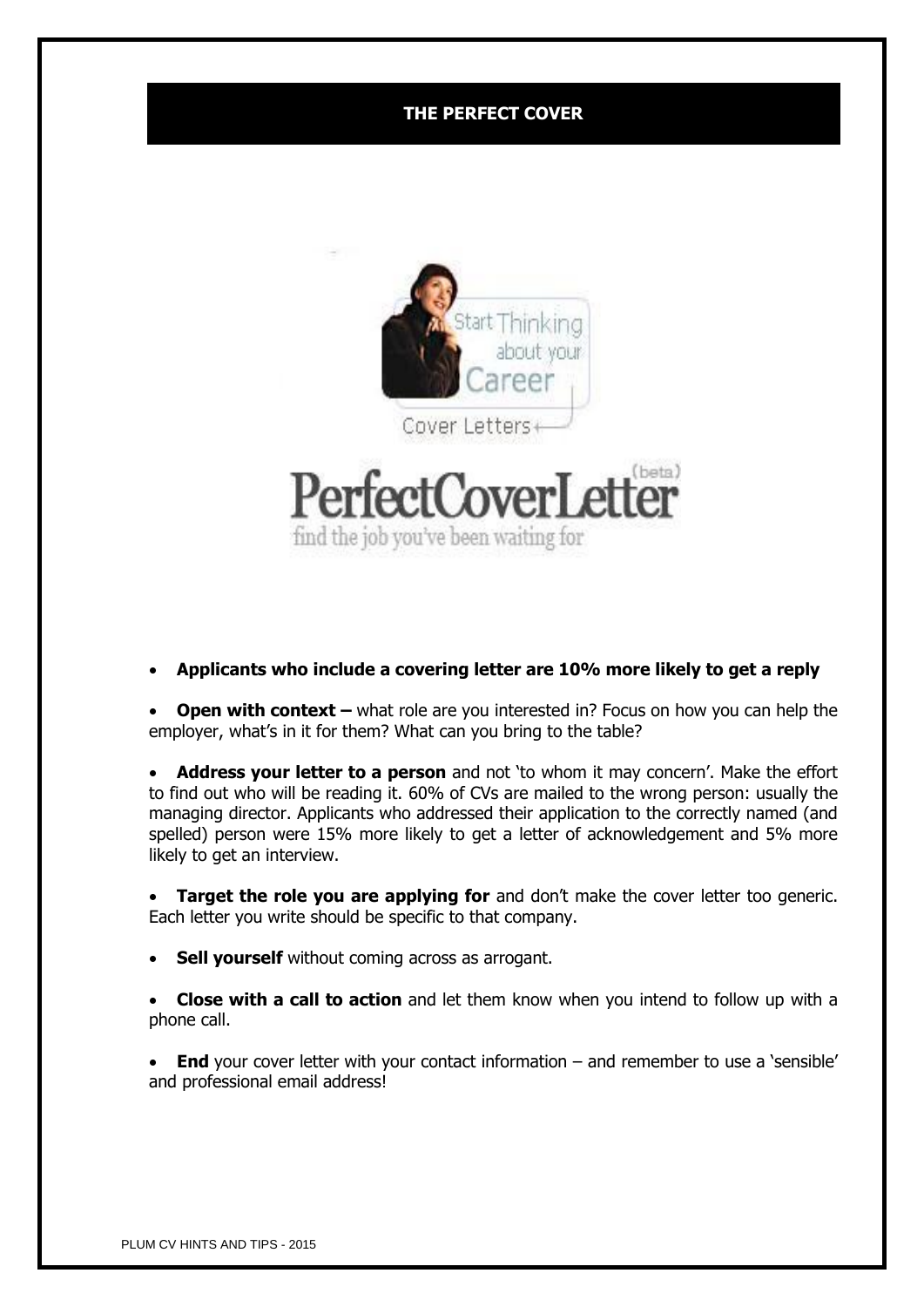# THE PERFECT COVER

- **Applicants who include a covering letter are 10% more likely to get a reply**

- **Open with context –** what role are you interested in? Focus on how you can help the employer, what's in it for them? What can you bring to the table?

- **Address your letter to a person** and not 'to whom it may concern'. Make the effort to find out who will be reading it. 60% of CVs are mailed to the wrong person: usually the managing director. Applicants who addressed their application to the correctly named (and spelled) person were 15% more likely to get a letter of acknowledgement and 5% more likely to get an interview.

- **Target the role you are applying for** and don't make the cover letter too generic. Each letter you write should be specific to that company.

- **Sell yourself** without coming across as arrogant.

- **Close with a call to action** and let them know when you intend to follow up with a phone call.

- **End** your cover letter with your contact information – and remember to use a 'sensible' and professional email address!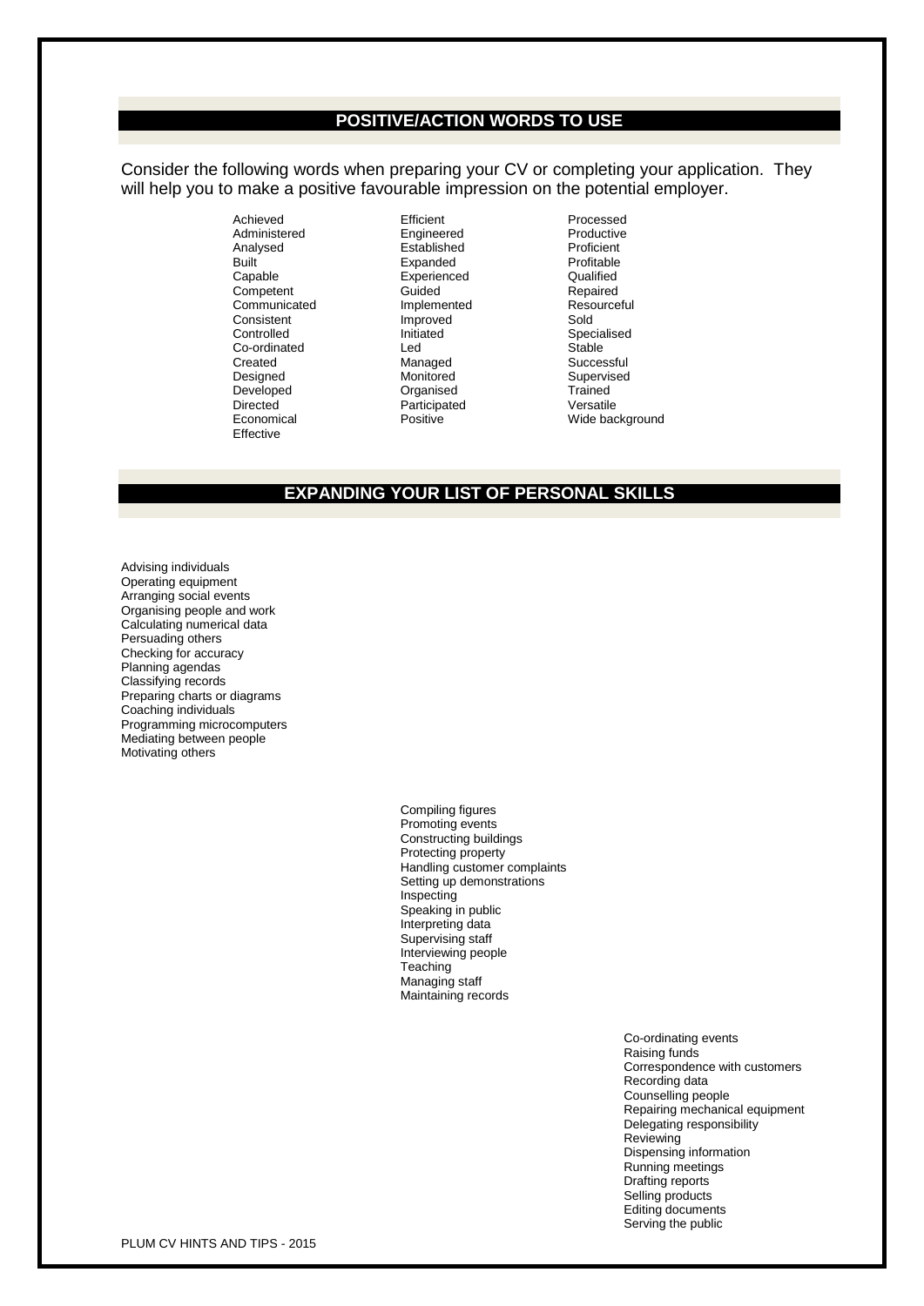## POSITIVE/ACTION WORDS TO USE

Consider the following words when preparing your CV or completing your application. They will help you to make a positive favourable impression on the potential employer.

- Achieved
- Administered
- Analysed
- Built
- Capable
- Competent
- Communicated
- Consistent
- Controlled
- Co-ordinated
- Created
- Designed
- Developed
- Directed
- Economical
- Effective
- Efficient
- Engineered
- Established
- Expanded
- Experienced
- Guided
- Implemented
- Improved
- Initiated
- Led
- Managed
- Monitored
- Organised
- Participated
- Positive
- Processed
- Productive
- Proficient
- Profitable
- Qualified
- Repaired
- Resourceful
- Sold
- Specialised
- Stable
- Successful
- Supervised
- Trained
- Versatile
- Wide background

## EXPANDING YOUR LIST OF PERSONAL SKILLS

- Advising individuals
- Operating equipment
- Arranging social events
- Organising people and work
- Calculating numerical data
- Persuading others
- Checking for accuracy
- Planning agendas
- Classifying records
- Preparing charts or diagrams
- Coaching individuals
- Programming microcomputers
- Mediating between people
- Motivating others

- Compiling figures
- Promoting events
- Constructing buildings
- Protecting property
- Handling customer complaints
- Setting up demonstrations
- Inspecting
- Speaking in public
- Interpreting data
- Supervising staff
- Interviewing people
- Teaching
- Managing staff
- Maintaining records

- Co-ordinating events
- Raising funds
- Correspondence with customers
- Recording data
- Counselling people
- Repairing mechanical equipment
- Delegating responsibility
- Reviewing
- Dispensing information
- Running meetings
- Drafting reports
- Selling products
- Editing documents
- Serving the public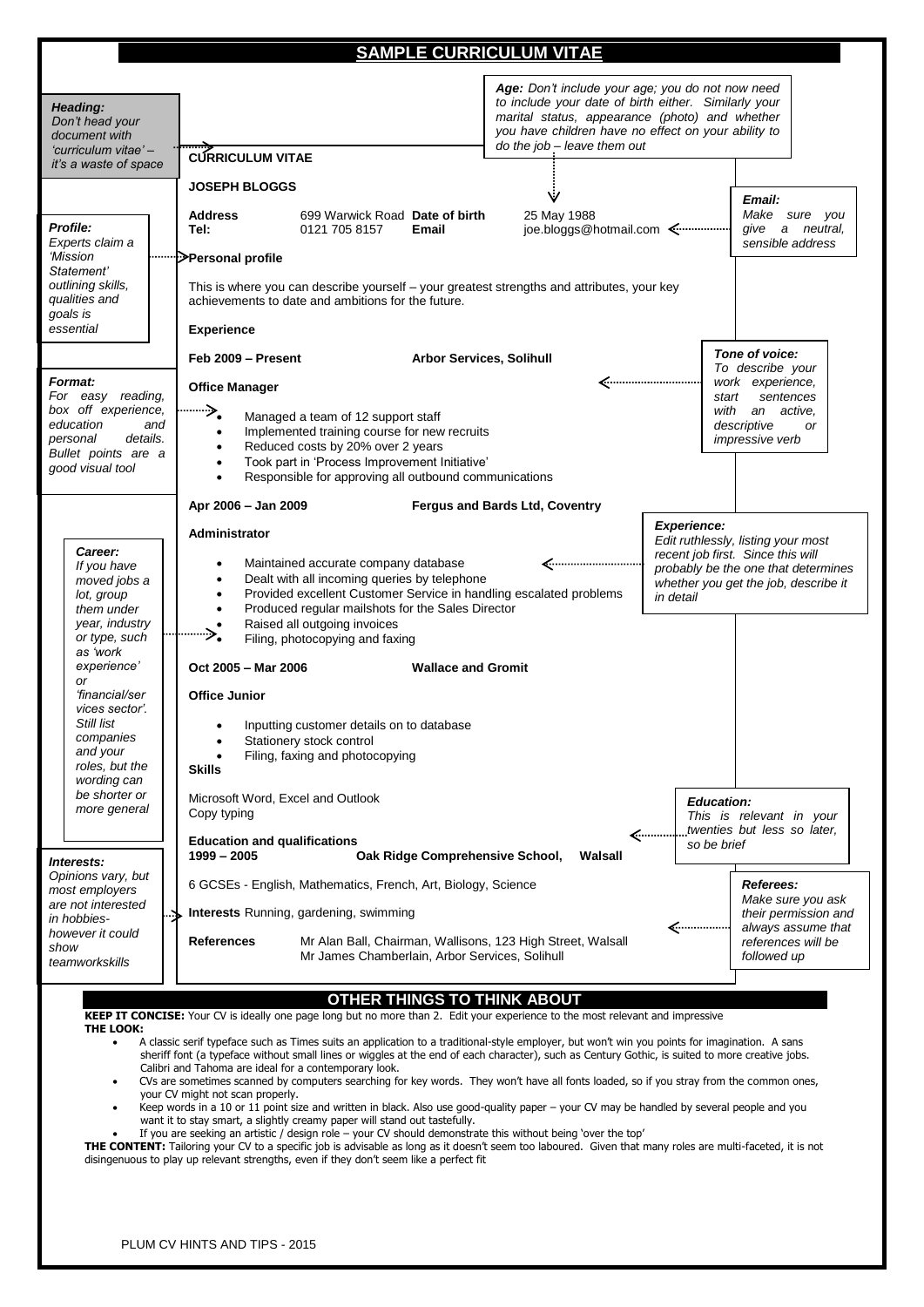# SAMPLE CURRICULUM VITAE

***Heading:*** *Don't head your document with 'curriculum vitae' – it's a waste of space*

***Age:*** *Don't include your age; you do not now need to include your date of birth either. Similarly your marital status, appearance (photo) and whether you have children have no effect on your ability to do the job – leave them out*

**CURRICULUM VITAE**

**JOSEPH BLOGGS**

| | | | |
|---|---|---|---|
| **Address** | 699 Warwick Road | **Date of birth** | 25 May 1988 |
| **Tel:** | 0121 705 8157 | **Email** | joe.bloggs@hotmail.com |

***Email:*** *Make sure you give a neutral, sensible address*

***Profile:*** *Experts claim a 'Mission Statement' outlining skills, qualities and goals is essential*

**Personal profile**

This is where you can describe yourself – your greatest strengths and attributes, your key achievements to date and ambitions for the future.

**Experience**

***Format:*** *For easy reading, box off experience, education and personal details. Bullet points are a good visual tool*

***Tone of voice:*** *To describe your work experience, start sentences with an active, descriptive or impressive verb*

**Feb 2009 – Present** **Arbor Services, Solihull**

**Office Manager**

- Managed a team of 12 support staff
- Implemented training course for new recruits
- Reduced costs by 20% over 2 years
- Took part in 'Process Improvement Initiative'
- Responsible for approving all outbound communications

**Apr 2006 – Jan 2009** **Fergus and Bards Ltd, Coventry**

**Administrator**

***Experience:*** *Edit ruthlessly, listing your most recent job first. Since this will probably be the one that determines whether you get the job, describe it in detail*

***Career:*** *If you have moved jobs a lot, group them under year, industry or type, such as 'work experience' or 'financial/services sector'. Still list companies and your roles, but the wording can be shorter or more general*

- Maintained accurate company database
- Dealt with all incoming queries by telephone
- Provided excellent Customer Service in handling escalated problems
- Produced regular mailshots for the Sales Director
- Raised all outgoing invoices
- Filing, photocopying and faxing

**Oct 2005 – Mar 2006** **Wallace and Gromit**

**Office Junior**

- Inputting customer details on to database
- Stationery stock control
- Filing, faxing and photocopying

**Skills**

Microsoft Word, Excel and Outlook
Copy typing

**Education and qualifications**

***Education:*** *This is relevant in your twenties but less so later, so be brief*

**1999 – 2005** **Oak Ridge Comprehensive School, Walsall**

6 GCSEs - English, Mathematics, French, Art, Biology, Science

***Interests:*** *Opinions vary, but most employers are not interested in hobbies- however it could show teamworkskills*

**Interests** Running, gardening, swimming

**References** Mr Alan Ball, Chairman, Wallisons, 123 High Street, Walsall
Mr James Chamberlain, Arbor Services, Solihull

***Referees:*** *Make sure you ask their permission and always assume that references will be followed up*

## OTHER THINGS TO THINK ABOUT

**KEEP IT CONCISE:** Your CV is ideally one page long but no more than 2. Edit your experience to the most relevant and impressive

**THE LOOK:**

- A classic serif typeface such as Times suits an application to a traditional-style employer, but won't win you points for imagination. A sans sheriff font (a typeface without small lines or wiggles at the end of each character), such as Century Gothic, is suited to more creative jobs. Calibri and Tahoma are ideal for a contemporary look.
- CVs are sometimes scanned by computers searching for key words. They won't have all fonts loaded, so if you stray from the common ones, your CV might not scan properly.
- Keep words in a 10 or 11 point size and written in black. Also use good-quality paper – your CV may be handled by several people and you want it to stay smart, a slightly creamy paper will stand out tastefully.
- If you are seeking an artistic / design role – your CV should demonstrate this without being 'over the top'

**THE CONTENT:** Tailoring your CV to a specific job is advisable as long as it doesn't seem too laboured. Given that many roles are multi-faceted, it is not disingenuous to play up relevant strengths, even if they don't seem like a perfect fit

PLUM CV HINTS AND TIPS - 2015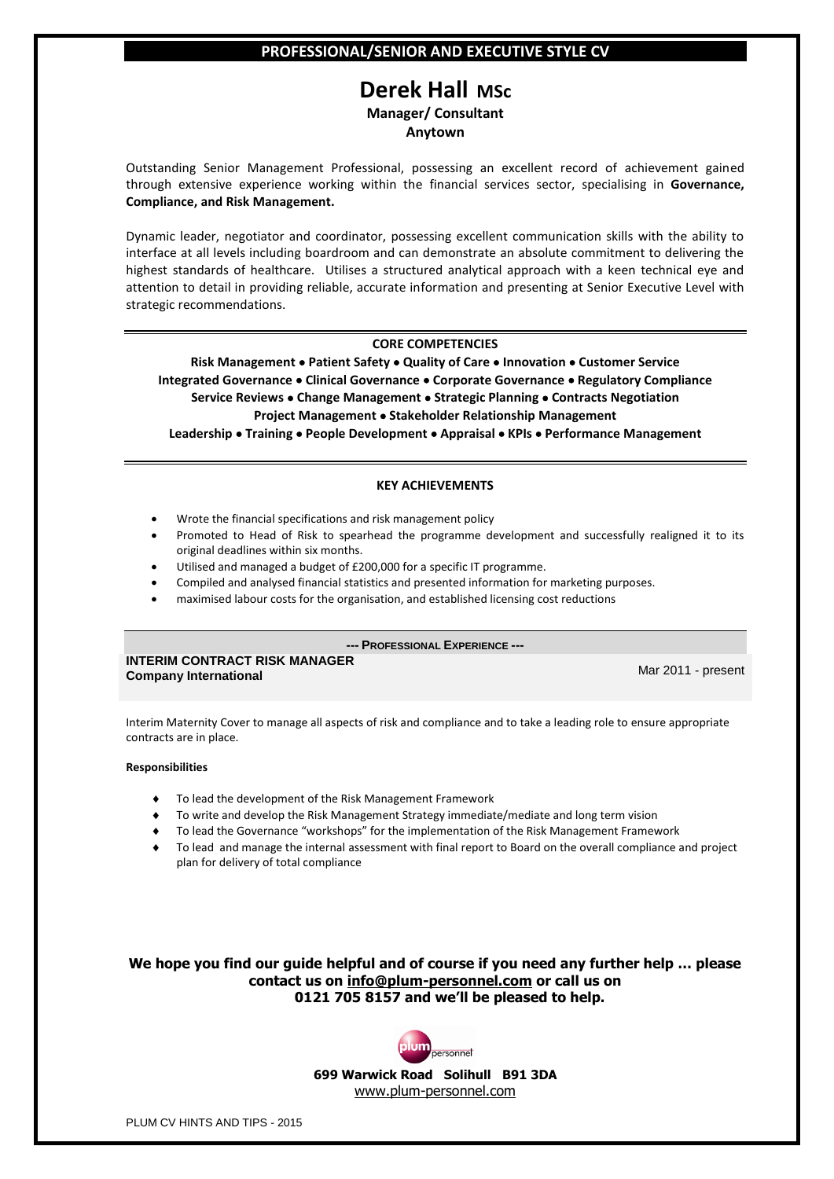**PROFESSIONAL/SENIOR AND EXECUTIVE STYLE CV**

# Derek Hall MSc

**Manager/ Consultant**

**Anytown**

Outstanding Senior Management Professional, possessing an excellent record of achievement gained through extensive experience working within the financial services sector, specialising in **Governance, Compliance, and Risk Management.**

Dynamic leader, negotiator and coordinator, possessing excellent communication skills with the ability to interface at all levels including boardroom and can demonstrate an absolute commitment to delivering the highest standards of healthcare. Utilises a structured analytical approach with a keen technical eye and attention to detail in providing reliable, accurate information and presenting at Senior Executive Level with strategic recommendations.

## CORE COMPETENCIES

**Risk Management • Patient Safety • Quality of Care • Innovation • Customer Service**
**Integrated Governance • Clinical Governance • Corporate Governance • Regulatory Compliance**
**Service Reviews • Change Management • Strategic Planning • Contracts Negotiation**
**Project Management • Stakeholder Relationship Management**
**Leadership • Training • People Development • Appraisal • KPIs • Performance Management**

## KEY ACHIEVEMENTS

- Wrote the financial specifications and risk management policy
- Promoted to Head of Risk to spearhead the programme development and successfully realigned it to its original deadlines within six months.
- Utilised and managed a budget of £200,000 for a specific IT programme.
- Compiled and analysed financial statistics and presented information for marketing purposes.
- maximised labour costs for the organisation, and established licensing cost reductions

## --- PROFESSIONAL EXPERIENCE ---

**INTERIM CONTRACT RISK MANAGER**
**Company International** — Mar 2011 - present

Interim Maternity Cover to manage all aspects of risk and compliance and to take a leading role to ensure appropriate contracts are in place.

**Responsibilities**

- To lead the development of the Risk Management Framework
- To write and develop the Risk Management Strategy immediate/mediate and long term vision
- To lead the Governance "workshops" for the implementation of the Risk Management Framework
- To lead and manage the internal assessment with final report to Board on the overall compliance and project plan for delivery of total compliance

**We hope you find our guide helpful and of course if you need any further help … please contact us on info@plum-personnel.com or call us on 0121 705 8157 and we'll be pleased to help.**

plum personnel

**699 Warwick Road Solihull B91 3DA**
www.plum-personnel.com